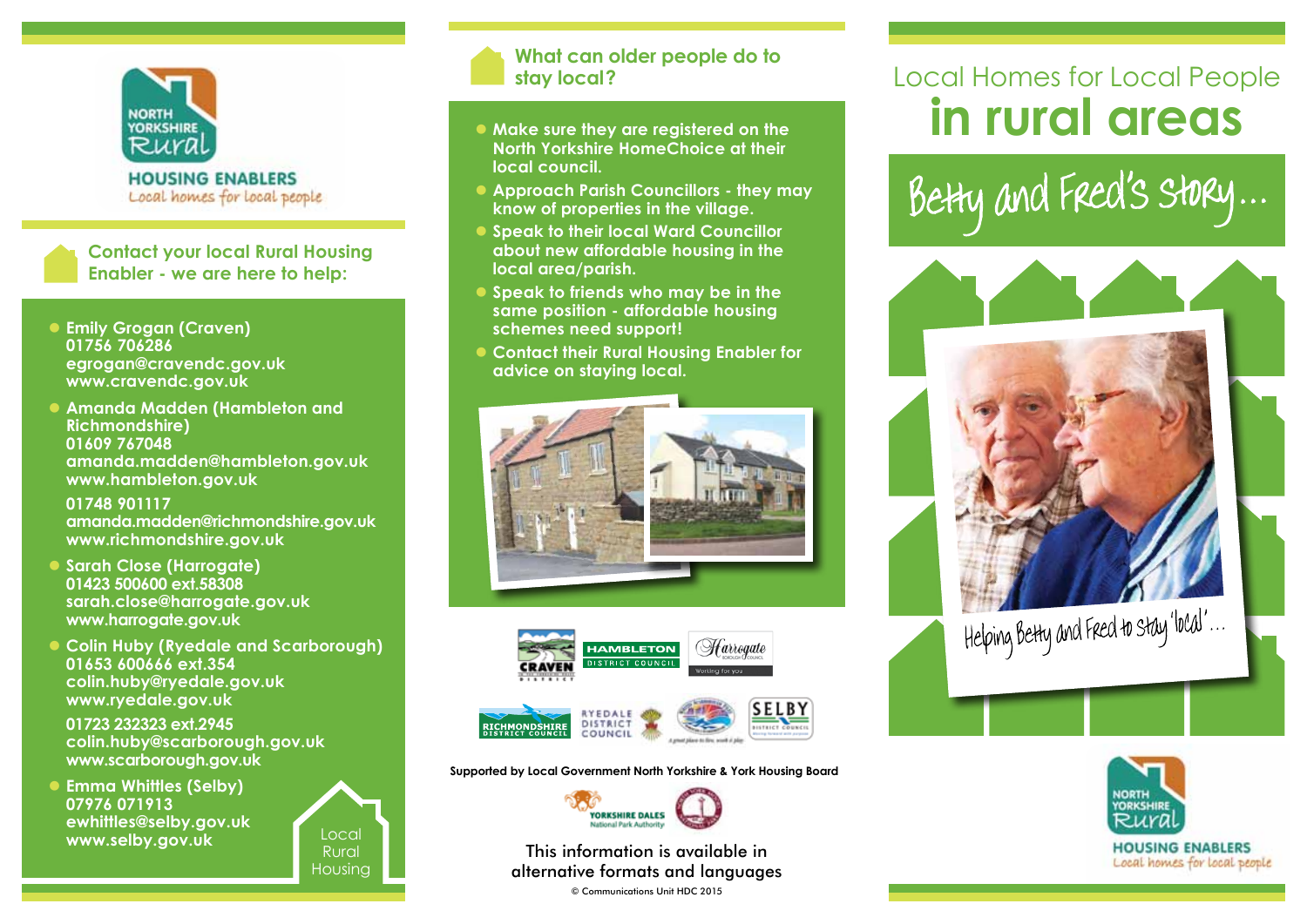NORTH YORKSHIRE Rural

HOUSING ENABLERS

Local homes for local people

## Contact your local Rural Housing Enabler - we are here to help:

- **Emily Grogan (Craven)**
  01756 706286
  egrogan@cravendc.gov.uk
  www.cravendc.gov.uk
- **Amanda Madden (Hambleton and Richmondshire)**
  01609 767048
  amanda.madden@hambleton.gov.uk
  www.hambleton.gov.uk

  01748 901117
  amanda.madden@richmondshire.gov.uk
  www.richmondshire.gov.uk
- **Sarah Close (Harrogate)**
  01423 500600 ext.58308
  sarah.close@harrogate.gov.uk
  www.harrogate.gov.uk
- **Colin Huby (Ryedale and Scarborough)**
  01653 600666 ext.354
  colin.huby@ryedale.gov.uk
  www.ryedale.gov.uk

  01723 232323 ext.2945
  colin.huby@scarborough.gov.uk
  www.scarborough.gov.uk
- **Emma Whittles (Selby)**
  07976 071913
  ewhittles@selby.gov.uk
  www.selby.gov.uk

Local Rural Housing

## What can older people do to stay local?

- Make sure they are registered on the North Yorkshire HomeChoice at their local council.
- Approach Parish Councillors - they may know of properties in the village.
- Speak to their local Ward Councillor about new affordable housing in the local area/parish.
- Speak to friends who may be in the same position - affordable housing schemes need support!
- Contact their Rural Housing Enabler for advice on staying local.

CRAVEN · HAMBLETON DISTRICT COUNCIL · Harrogate Borough Council · RICHMONDSHIRE DISTRICT COUNCIL · RYEDALE DISTRICT COUNCIL · SELBY DISTRICT COUNCIL

Supported by Local Government North Yorkshire & York Housing Board

YORKSHIRE DALES National Park Authority

This information is available in alternative formats and languages

© Communications Unit HDC 2015

# Local Homes for Local People in rural areas

## Betty and Fred's story...

Helping Betty and Fred to stay 'local'...

NORTH YORKSHIRE Rural

HOUSING ENABLERS

Local homes for local people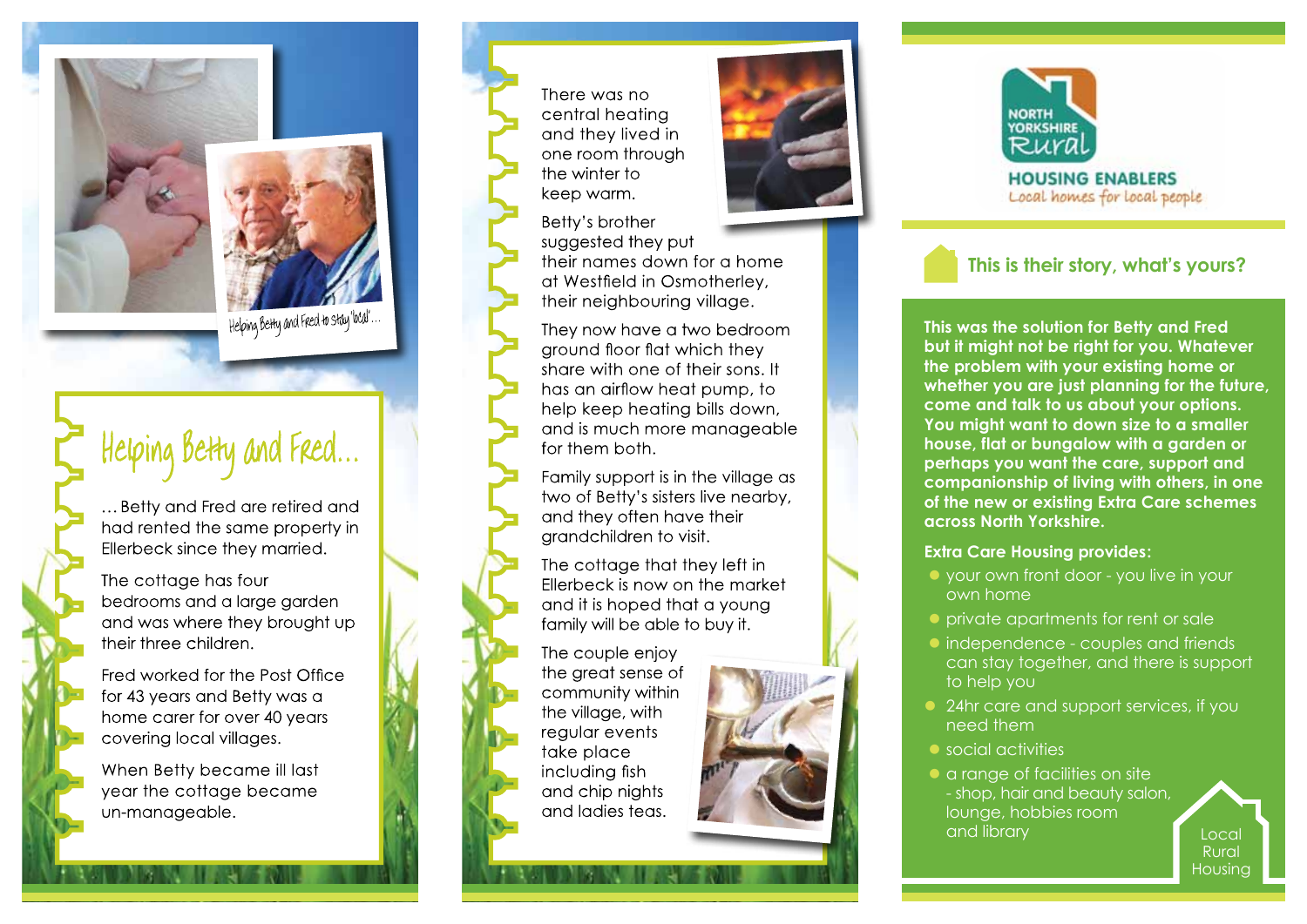Helping Betty and Fred to stay 'local'...

# Helping Betty and Fred...

... Betty and Fred are retired and had rented the same property in Ellerbeck since they married.

The cottage has four bedrooms and a large garden and was where they brought up their three children.

Fred worked for the Post Office for 43 years and Betty was a home carer for over 40 years covering local villages.

When Betty became ill last year the cottage became un-manageable.

There was no central heating and they lived in one room through the winter to keep warm.

Betty's brother suggested they put their names down for a home at Westfield in Osmotherley, their neighbouring village.

They now have a two bedroom ground floor flat which they share with one of their sons. It has an airflow heat pump, to help keep heating bills down, and is much more manageable for them both.

Family support is in the village as two of Betty's sisters live nearby, and they often have their grandchildren to visit.

The cottage that they left in Ellerbeck is now on the market and it is hoped that a young family will be able to buy it.

The couple enjoy the great sense of community within the village, with regular events take place including fish and chip nights and ladies teas.

NORTH YORKSHIRE Rural

HOUSING ENABLERS
Local homes for local people

## This is their story, what's yours?

**This was the solution for Betty and Fred but it might not be right for you. Whatever the problem with your existing home or whether you are just planning for the future, come and talk to us about your options. You might want to down size to a smaller house, flat or bungalow with a garden or perhaps you want the care, support and companionship of living with others, in one of the new or existing Extra Care schemes across North Yorkshire.**

**Extra Care Housing provides:**

- your own front door - you live in your own home
- private apartments for rent or sale
- independence - couples and friends can stay together, and there is support to help you
- 24hr care and support services, if you need them
- social activities
- a range of facilities on site - shop, hair and beauty salon, lounge, hobbies room and library

Local Rural Housing